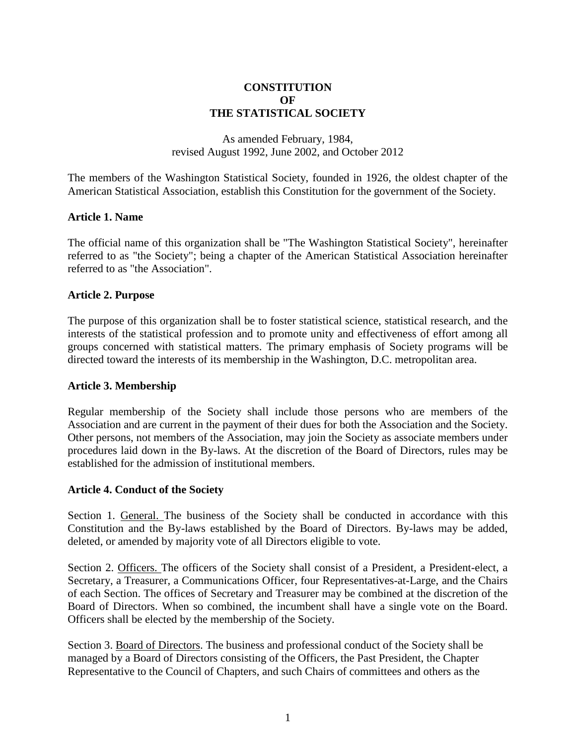# CONSTITUTION OF THE STATISTICAL SOCIETY

As amended February, 1984,
revised August 1992, June 2002, and October 2012

The members of the Washington Statistical Society, founded in 1926, the oldest chapter of the American Statistical Association, establish this Constitution for the government of the Society.

### Article 1. Name

The official name of this organization shall be "The Washington Statistical Society", hereinafter referred to as "the Society"; being a chapter of the American Statistical Association hereinafter referred to as "the Association".

### Article 2. Purpose

The purpose of this organization shall be to foster statistical science, statistical research, and the interests of the statistical profession and to promote unity and effectiveness of effort among all groups concerned with statistical matters. The primary emphasis of Society programs will be directed toward the interests of its membership in the Washington, D.C. metropolitan area.

### Article 3. Membership

Regular membership of the Society shall include those persons who are members of the Association and are current in the payment of their dues for both the Association and the Society. Other persons, not members of the Association, may join the Society as associate members under procedures laid down in the By-laws. At the discretion of the Board of Directors, rules may be established for the admission of institutional members.

### Article 4. Conduct of the Society

Section 1. General. The business of the Society shall be conducted in accordance with this Constitution and the By-laws established by the Board of Directors. By-laws may be added, deleted, or amended by majority vote of all Directors eligible to vote.

Section 2. Officers. The officers of the Society shall consist of a President, a President-elect, a Secretary, a Treasurer, a Communications Officer, four Representatives-at-Large, and the Chairs of each Section. The offices of Secretary and Treasurer may be combined at the discretion of the Board of Directors. When so combined, the incumbent shall have a single vote on the Board. Officers shall be elected by the membership of the Society.

Section 3. Board of Directors. The business and professional conduct of the Society shall be managed by a Board of Directors consisting of the Officers, the Past President, the Chapter Representative to the Council of Chapters, and such Chairs of committees and others as the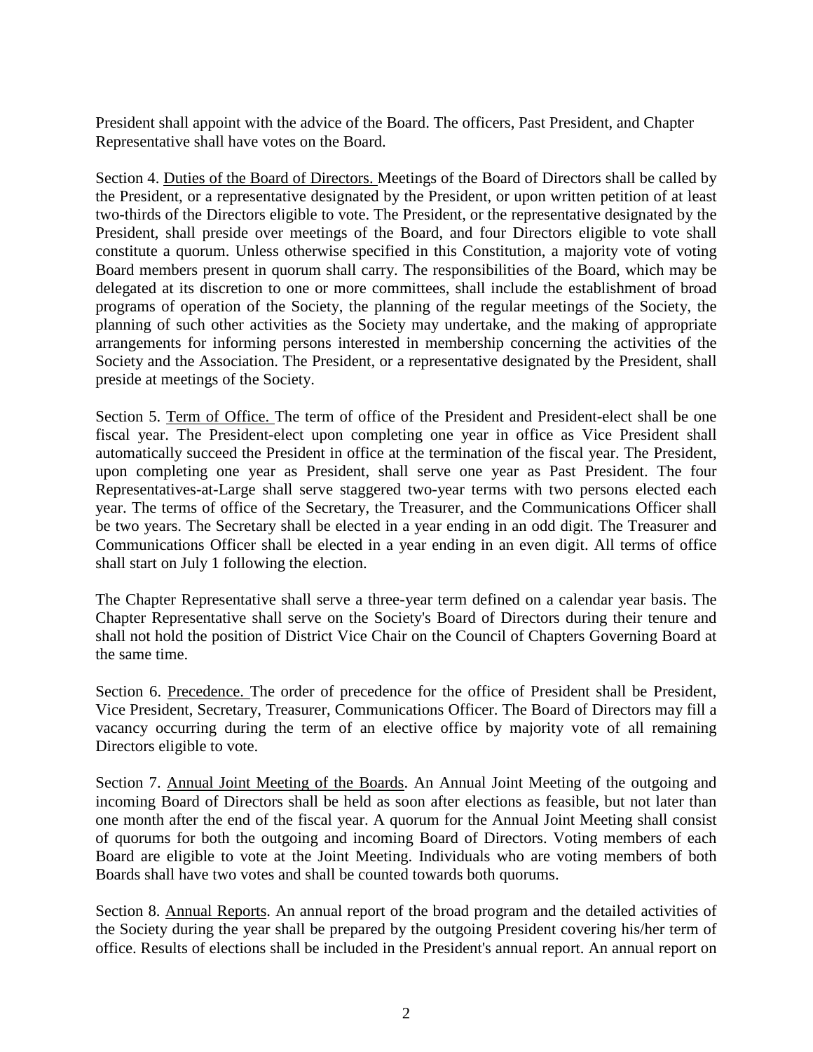President shall appoint with the advice of the Board. The officers, Past President, and Chapter Representative shall have votes on the Board.

Section 4. <u>Duties of the Board of Directors.</u> Meetings of the Board of Directors shall be called by the President, or a representative designated by the President, or upon written petition of at least two-thirds of the Directors eligible to vote. The President, or the representative designated by the President, shall preside over meetings of the Board, and four Directors eligible to vote shall constitute a quorum. Unless otherwise specified in this Constitution, a majority vote of voting Board members present in quorum shall carry. The responsibilities of the Board, which may be delegated at its discretion to one or more committees, shall include the establishment of broad programs of operation of the Society, the planning of the regular meetings of the Society, the planning of such other activities as the Society may undertake, and the making of appropriate arrangements for informing persons interested in membership concerning the activities of the Society and the Association. The President, or a representative designated by the President, shall preside at meetings of the Society.

Section 5. <u>Term of Office.</u> The term of office of the President and President-elect shall be one fiscal year. The President-elect upon completing one year in office as Vice President shall automatically succeed the President in office at the termination of the fiscal year. The President, upon completing one year as President, shall serve one year as Past President. The four Representatives-at-Large shall serve staggered two-year terms with two persons elected each year. The terms of office of the Secretary, the Treasurer, and the Communications Officer shall be two years. The Secretary shall be elected in a year ending in an odd digit. The Treasurer and Communications Officer shall be elected in a year ending in an even digit. All terms of office shall start on July 1 following the election.

The Chapter Representative shall serve a three-year term defined on a calendar year basis. The Chapter Representative shall serve on the Society's Board of Directors during their tenure and shall not hold the position of District Vice Chair on the Council of Chapters Governing Board at the same time.

Section 6. <u>Precedence.</u> The order of precedence for the office of President shall be President, Vice President, Secretary, Treasurer, Communications Officer. The Board of Directors may fill a vacancy occurring during the term of an elective office by majority vote of all remaining Directors eligible to vote.

Section 7. <u>Annual Joint Meeting of the Boards</u>. An Annual Joint Meeting of the outgoing and incoming Board of Directors shall be held as soon after elections as feasible, but not later than one month after the end of the fiscal year. A quorum for the Annual Joint Meeting shall consist of quorums for both the outgoing and incoming Board of Directors. Voting members of each Board are eligible to vote at the Joint Meeting. Individuals who are voting members of both Boards shall have two votes and shall be counted towards both quorums.

Section 8. <u>Annual Reports</u>. An annual report of the broad program and the detailed activities of the Society during the year shall be prepared by the outgoing President covering his/her term of office. Results of elections shall be included in the President's annual report. An annual report on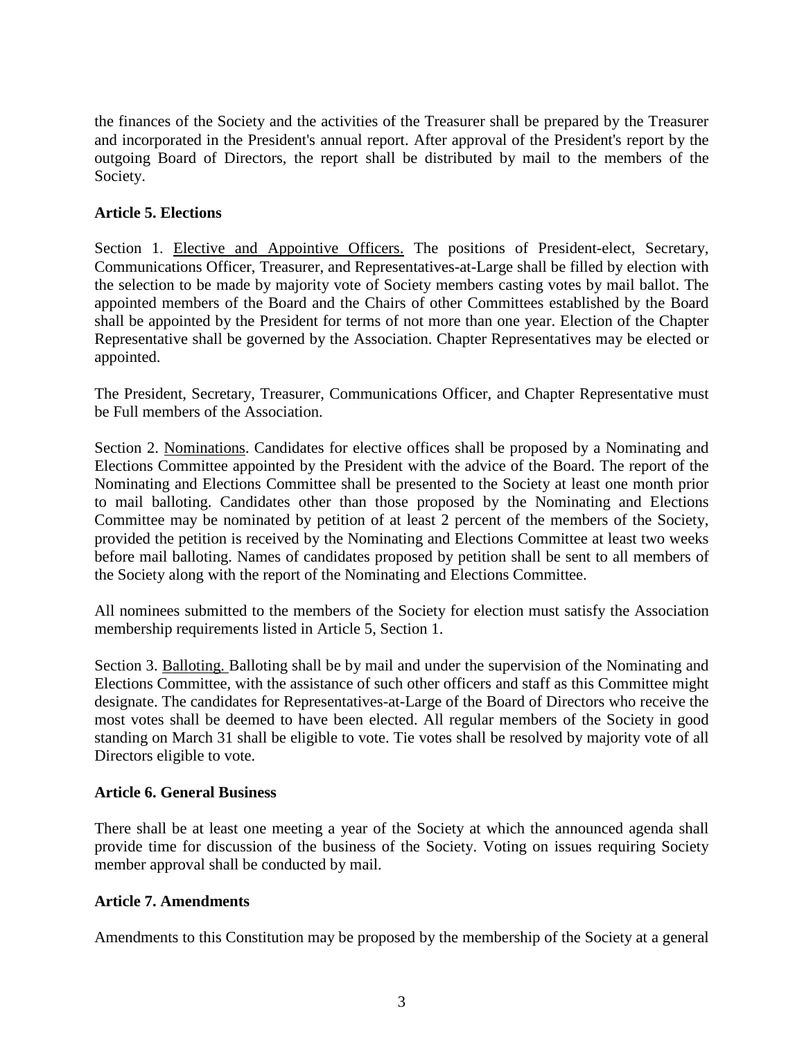the finances of the Society and the activities of the Treasurer shall be prepared by the Treasurer and incorporated in the President's annual report. After approval of the President's report by the outgoing Board of Directors, the report shall be distributed by mail to the members of the Society.

**Article 5. Elections**

Section 1. Elective and Appointive Officers. The positions of President-elect, Secretary, Communications Officer, Treasurer, and Representatives-at-Large shall be filled by election with the selection to be made by majority vote of Society members casting votes by mail ballot. The appointed members of the Board and the Chairs of other Committees established by the Board shall be appointed by the President for terms of not more than one year. Election of the Chapter Representative shall be governed by the Association. Chapter Representatives may be elected or appointed.

The President, Secretary, Treasurer, Communications Officer, and Chapter Representative must be Full members of the Association.

Section 2. Nominations. Candidates for elective offices shall be proposed by a Nominating and Elections Committee appointed by the President with the advice of the Board. The report of the Nominating and Elections Committee shall be presented to the Society at least one month prior to mail balloting. Candidates other than those proposed by the Nominating and Elections Committee may be nominated by petition of at least 2 percent of the members of the Society, provided the petition is received by the Nominating and Elections Committee at least two weeks before mail balloting. Names of candidates proposed by petition shall be sent to all members of the Society along with the report of the Nominating and Elections Committee.

All nominees submitted to the members of the Society for election must satisfy the Association membership requirements listed in Article 5, Section 1.

Section 3. Balloting. Balloting shall be by mail and under the supervision of the Nominating and Elections Committee, with the assistance of such other officers and staff as this Committee might designate. The candidates for Representatives-at-Large of the Board of Directors who receive the most votes shall be deemed to have been elected. All regular members of the Society in good standing on March 31 shall be eligible to vote. Tie votes shall be resolved by majority vote of all Directors eligible to vote.

**Article 6. General Business**

There shall be at least one meeting a year of the Society at which the announced agenda shall provide time for discussion of the business of the Society. Voting on issues requiring Society member approval shall be conducted by mail.

**Article 7. Amendments**

Amendments to this Constitution may be proposed by the membership of the Society at a general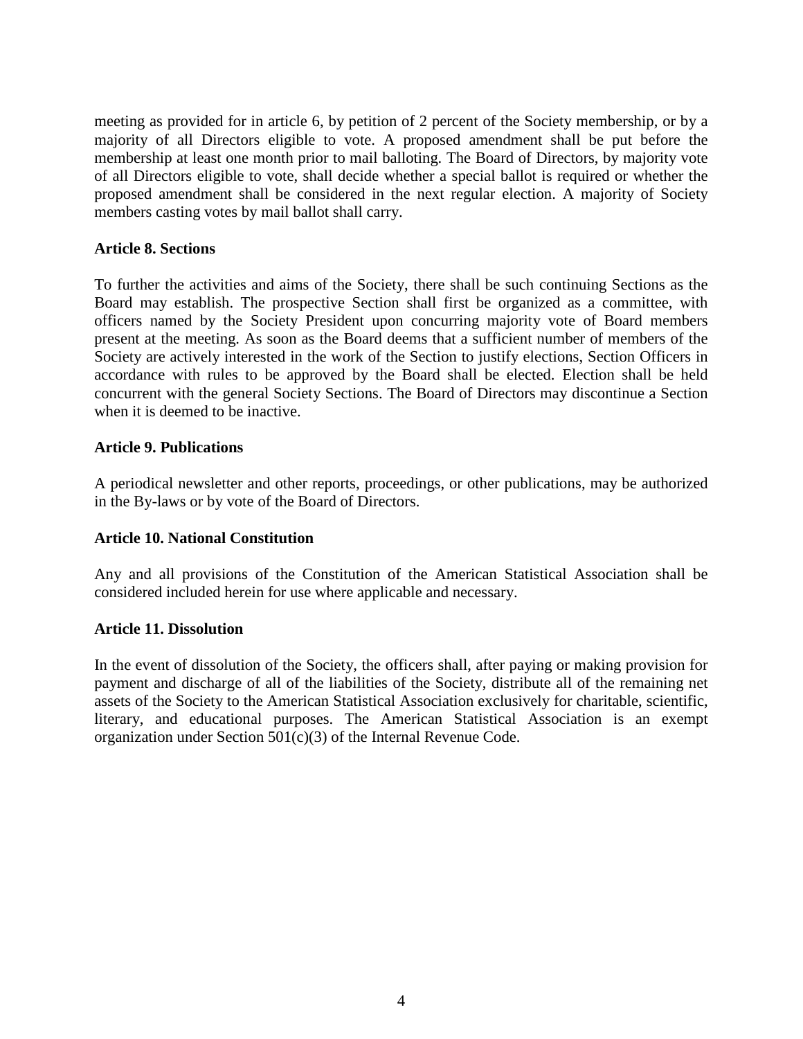meeting as provided for in article 6, by petition of 2 percent of the Society membership, or by a majority of all Directors eligible to vote. A proposed amendment shall be put before the membership at least one month prior to mail balloting. The Board of Directors, by majority vote of all Directors eligible to vote, shall decide whether a special ballot is required or whether the proposed amendment shall be considered in the next regular election. A majority of Society members casting votes by mail ballot shall carry.

**Article 8. Sections**

To further the activities and aims of the Society, there shall be such continuing Sections as the Board may establish. The prospective Section shall first be organized as a committee, with officers named by the Society President upon concurring majority vote of Board members present at the meeting. As soon as the Board deems that a sufficient number of members of the Society are actively interested in the work of the Section to justify elections, Section Officers in accordance with rules to be approved by the Board shall be elected. Election shall be held concurrent with the general Society Sections. The Board of Directors may discontinue a Section when it is deemed to be inactive.

**Article 9. Publications**

A periodical newsletter and other reports, proceedings, or other publications, may be authorized in the By-laws or by vote of the Board of Directors.

**Article 10. National Constitution**

Any and all provisions of the Constitution of the American Statistical Association shall be considered included herein for use where applicable and necessary.

**Article 11. Dissolution**

In the event of dissolution of the Society, the officers shall, after paying or making provision for payment and discharge of all of the liabilities of the Society, distribute all of the remaining net assets of the Society to the American Statistical Association exclusively for charitable, scientific, literary, and educational purposes. The American Statistical Association is an exempt organization under Section 501(c)(3) of the Internal Revenue Code.